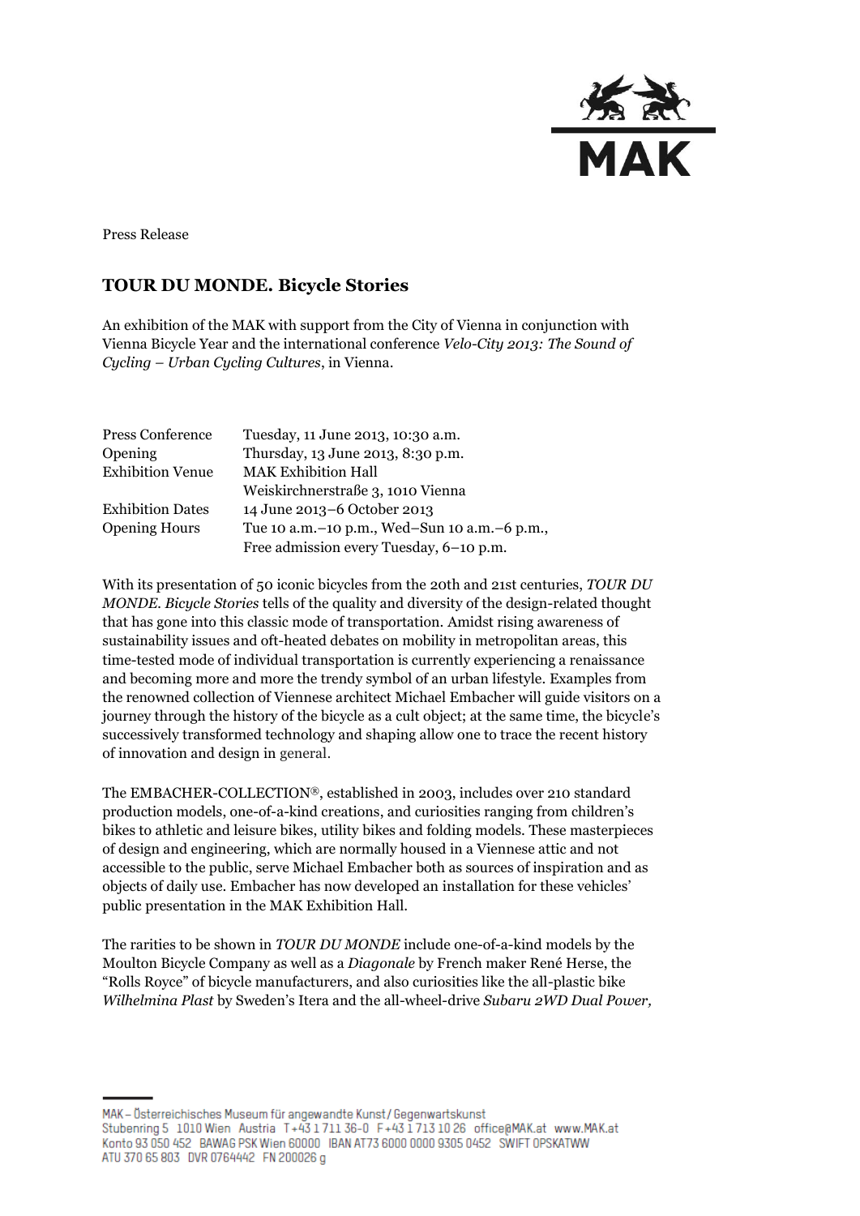Press Release

# TOUR DU MONDE. Bicycle Stories

An exhibition of the MAK with support from the City of Vienna in conjunction with Vienna Bicycle Year and the international conference *Velo-City 2013: The Sound of Cycling – Urban Cycling Cultures*, in Vienna.

| | |
|---|---|
| Press Conference | Tuesday, 11 June 2013, 10:30 a.m. |
| Opening | Thursday, 13 June 2013, 8:30 p.m. |
| Exhibition Venue | MAK Exhibition Hall<br>Weiskirchnerstraße 3, 1010 Vienna |
| Exhibition Dates | 14 June 2013–6 October 2013 |
| Opening Hours | Tue 10 a.m.–10 p.m., Wed–Sun 10 a.m.–6 p.m.,<br>Free admission every Tuesday, 6–10 p.m. |

With its presentation of 50 iconic bicycles from the 20th and 21st centuries, *TOUR DU MONDE. Bicycle Stories* tells of the quality and diversity of the design-related thought that has gone into this classic mode of transportation. Amidst rising awareness of sustainability issues and oft-heated debates on mobility in metropolitan areas, this time-tested mode of individual transportation is currently experiencing a renaissance and becoming more and more the trendy symbol of an urban lifestyle. Examples from the renowned collection of Viennese architect Michael Embacher will guide visitors on a journey through the history of the bicycle as a cult object; at the same time, the bicycle's successively transformed technology and shaping allow one to trace the recent history of innovation and design in general.

The EMBACHER-COLLECTION®, established in 2003, includes over 210 standard production models, one-of-a-kind creations, and curiosities ranging from children's bikes to athletic and leisure bikes, utility bikes and folding models. These masterpieces of design and engineering, which are normally housed in a Viennese attic and not accessible to the public, serve Michael Embacher both as sources of inspiration and as objects of daily use. Embacher has now developed an installation for these vehicles' public presentation in the MAK Exhibition Hall.

The rarities to be shown in *TOUR DU MONDE* include one-of-a-kind models by the Moulton Bicycle Company as well as a *Diagonale* by French maker René Herse, the "Rolls Royce" of bicycle manufacturers, and also curiosities like the all-plastic bike *Wilhelmina Plast* by Sweden's Itera and the all-wheel-drive *Subaru 2WD Dual Power,*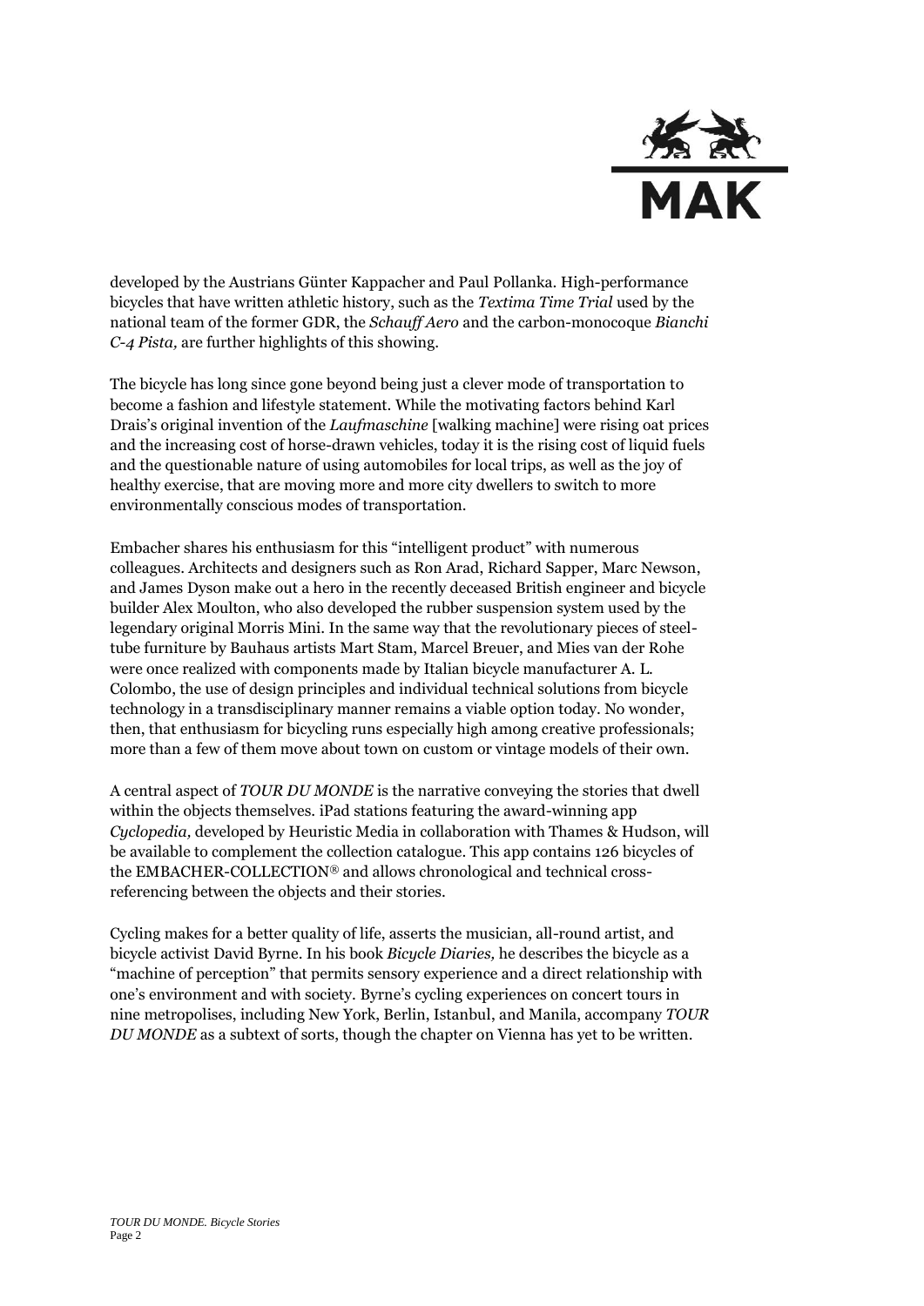developed by the Austrians Günter Kappacher and Paul Pollanka. High-performance bicycles that have written athletic history, such as the *Textima Time Trial* used by the national team of the former GDR, the *Schauff Aero* and the carbon-monocoque *Bianchi C-4 Pista,* are further highlights of this showing.

The bicycle has long since gone beyond being just a clever mode of transportation to become a fashion and lifestyle statement. While the motivating factors behind Karl Drais's original invention of the *Laufmaschine* [walking machine] were rising oat prices and the increasing cost of horse-drawn vehicles, today it is the rising cost of liquid fuels and the questionable nature of using automobiles for local trips, as well as the joy of healthy exercise, that are moving more and more city dwellers to switch to more environmentally conscious modes of transportation.

Embacher shares his enthusiasm for this "intelligent product" with numerous colleagues. Architects and designers such as Ron Arad, Richard Sapper, Marc Newson, and James Dyson make out a hero in the recently deceased British engineer and bicycle builder Alex Moulton, who also developed the rubber suspension system used by the legendary original Morris Mini. In the same way that the revolutionary pieces of steel-tube furniture by Bauhaus artists Mart Stam, Marcel Breuer, and Mies van der Rohe were once realized with components made by Italian bicycle manufacturer A. L. Colombo, the use of design principles and individual technical solutions from bicycle technology in a transdisciplinary manner remains a viable option today. No wonder, then, that enthusiasm for bicycling runs especially high among creative professionals; more than a few of them move about town on custom or vintage models of their own.

A central aspect of *TOUR DU MONDE* is the narrative conveying the stories that dwell within the objects themselves. iPad stations featuring the award-winning app *Cyclopedia,* developed by Heuristic Media in collaboration with Thames & Hudson, will be available to complement the collection catalogue. This app contains 126 bicycles of the EMBACHER-COLLECTION® and allows chronological and technical cross-referencing between the objects and their stories.

Cycling makes for a better quality of life, asserts the musician, all-round artist, and bicycle activist David Byrne. In his book *Bicycle Diaries,* he describes the bicycle as a "machine of perception" that permits sensory experience and a direct relationship with one's environment and with society. Byrne's cycling experiences on concert tours in nine metropolises, including New York, Berlin, Istanbul, and Manila, accompany *TOUR DU MONDE* as a subtext of sorts, though the chapter on Vienna has yet to be written.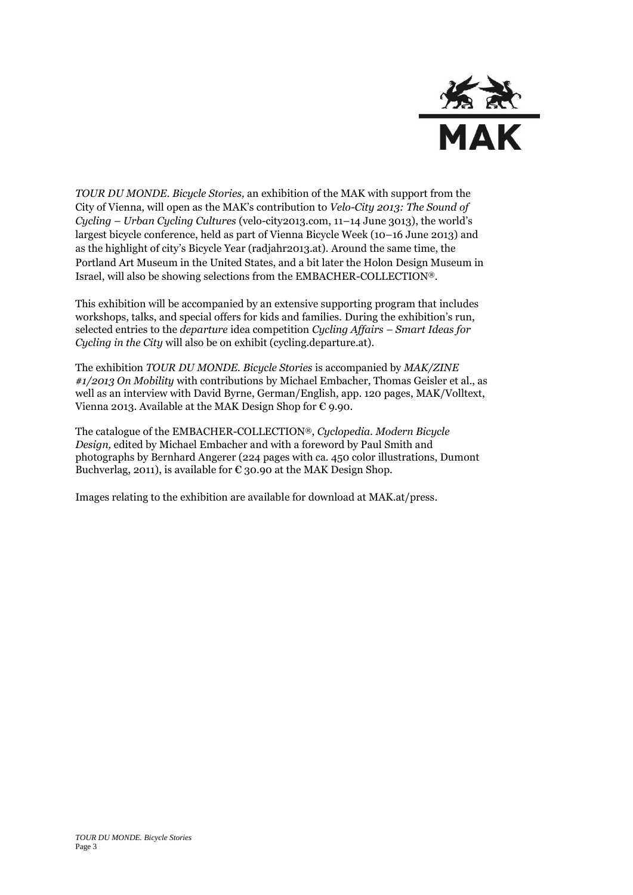*TOUR DU MONDE. Bicycle Stories,* an exhibition of the MAK with support from the City of Vienna, will open as the MAK's contribution to *Velo-City 2013: The Sound of Cycling – Urban Cycling Cultures* (velo-city2013.com, 11–14 June 3013), the world's largest bicycle conference, held as part of Vienna Bicycle Week (10–16 June 2013) and as the highlight of city's Bicycle Year (radjahr2013.at). Around the same time, the Portland Art Museum in the United States, and a bit later the Holon Design Museum in Israel, will also be showing selections from the EMBACHER-COLLECTION®.

This exhibition will be accompanied by an extensive supporting program that includes workshops, talks, and special offers for kids and families. During the exhibition's run, selected entries to the *departure* idea competition *Cycling Affairs – Smart Ideas for Cycling in the City* will also be on exhibit (cycling.departure.at).

The exhibition *TOUR DU MONDE. Bicycle Stories* is accompanied by *MAK/ZINE #1/2013 On Mobility* with contributions by Michael Embacher, Thomas Geisler et al., as well as an interview with David Byrne, German/English, app. 120 pages, MAK/Volltext, Vienna 2013. Available at the MAK Design Shop for € 9.90.

The catalogue of the EMBACHER-COLLECTION®, *Cyclopedia. Modern Bicycle Design,* edited by Michael Embacher and with a foreword by Paul Smith and photographs by Bernhard Angerer (224 pages with ca. 450 color illustrations, Dumont Buchverlag, 2011), is available for € 30.90 at the MAK Design Shop.

Images relating to the exhibition are available for download at MAK.at/press.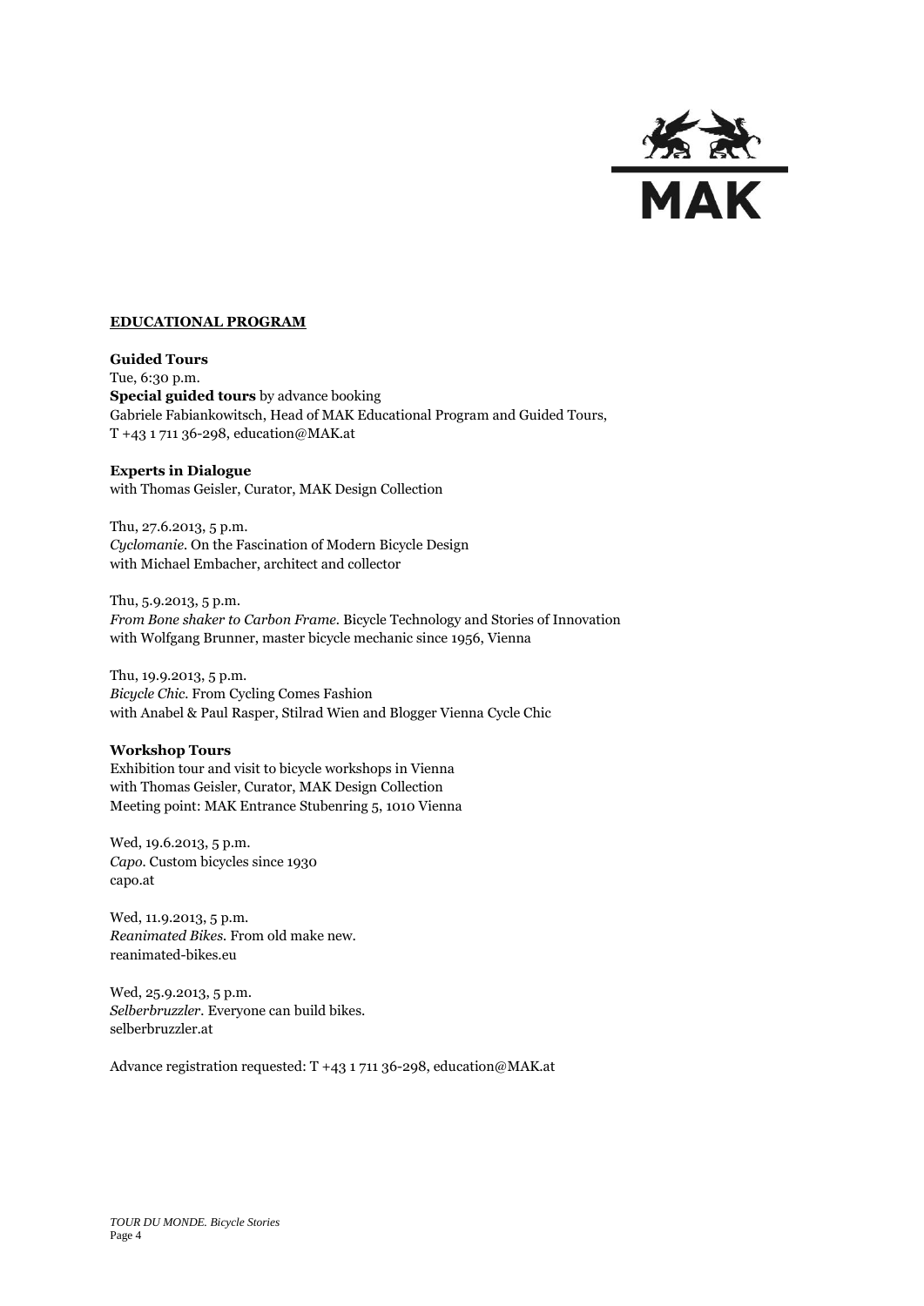## EDUCATIONAL PROGRAM

**Guided Tours**
Tue, 6:30 p.m.
**Special guided tours** by advance booking
Gabriele Fabiankowitsch, Head of MAK Educational Program and Guided Tours,
T +43 1 711 36-298, education@MAK.at

**Experts in Dialogue**
with Thomas Geisler, Curator, MAK Design Collection

Thu, 27.6.2013, 5 p.m.
*Cyclomanie.* On the Fascination of Modern Bicycle Design
with Michael Embacher, architect and collector

Thu, 5.9.2013, 5 p.m.
*From Bone shaker to Carbon Frame.* Bicycle Technology and Stories of Innovation
with Wolfgang Brunner, master bicycle mechanic since 1956, Vienna

Thu, 19.9.2013, 5 p.m.
*Bicycle Chic.* From Cycling Comes Fashion
with Anabel & Paul Rasper, Stilrad Wien and Blogger Vienna Cycle Chic

**Workshop Tours**
Exhibition tour and visit to bicycle workshops in Vienna
with Thomas Geisler, Curator, MAK Design Collection
Meeting point: MAK Entrance Stubenring 5, 1010 Vienna

Wed, 19.6.2013, 5 p.m.
*Capo.* Custom bicycles since 1930
capo.at

Wed, 11.9.2013, 5 p.m.
*Reanimated Bikes.* From old make new.
reanimated-bikes.eu

Wed, 25.9.2013, 5 p.m.
*Selberbruzzler*. Everyone can build bikes.
selberbruzzler.at

Advance registration requested: T +43 1 711 36-298, education@MAK.at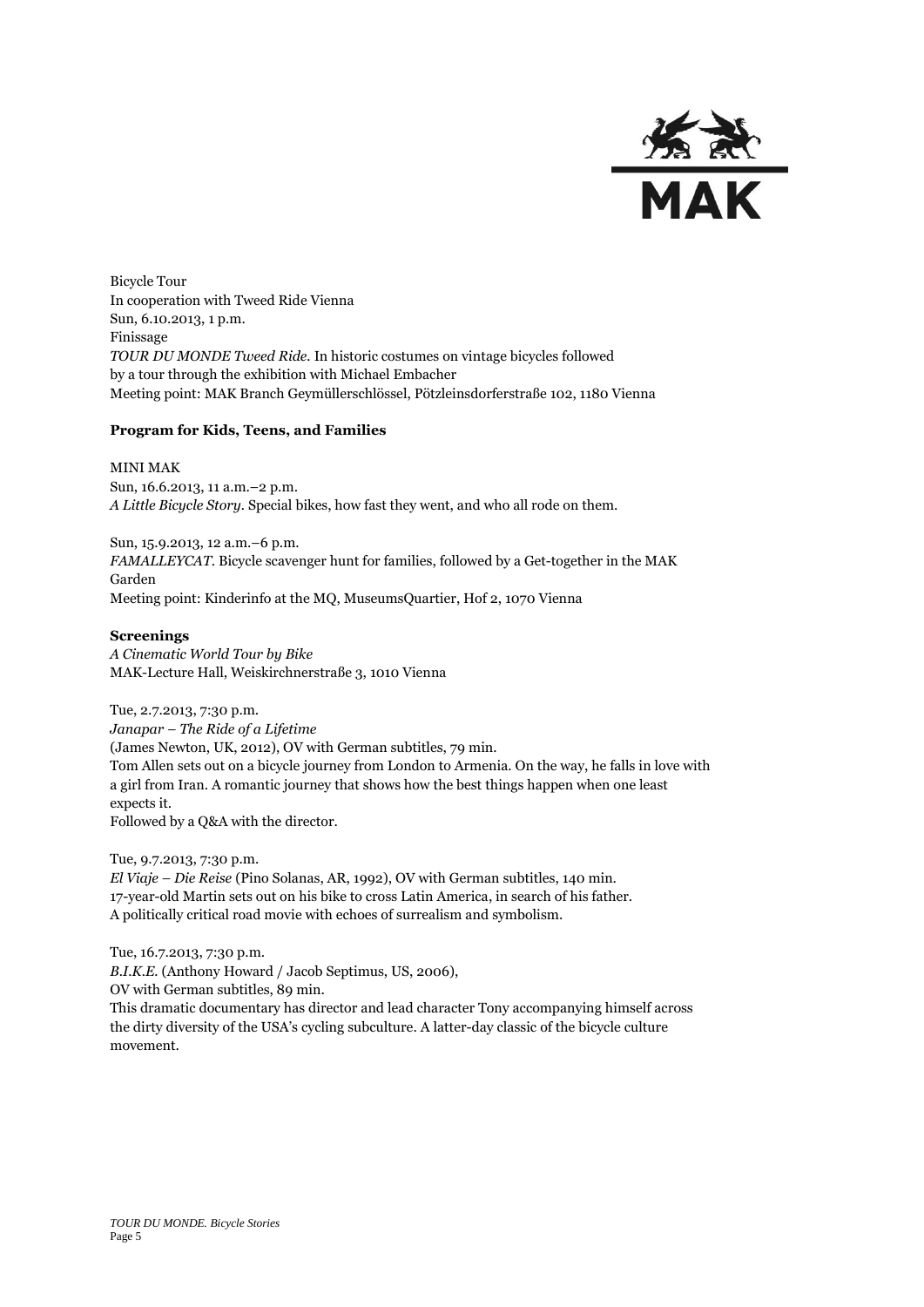Bicycle Tour  
In cooperation with Tweed Ride Vienna  
Sun, 6.10.2013, 1 p.m.  
Finissage  
*TOUR DU MONDE Tweed Ride.* In historic costumes on vintage bicycles followed by a tour through the exhibition with Michael Embacher  
Meeting point: MAK Branch Geymüllerschlössel, Pötzleinsdorferstraße 102, 1180 Vienna

**Program for Kids, Teens, and Families**

MINI MAK  
Sun, 16.6.2013, 11 a.m.–2 p.m.  
*A Little Bicycle Story.* Special bikes, how fast they went, and who all rode on them.

Sun, 15.9.2013, 12 a.m.–6 p.m.  
*FAMALLEYCAT.* Bicycle scavenger hunt for families, followed by a Get-together in the MAK Garden  
Meeting point: Kinderinfo at the MQ, MuseumsQuartier, Hof 2, 1070 Vienna

**Screenings**  
*A Cinematic World Tour by Bike*  
MAK-Lecture Hall, Weiskirchnerstraße 3, 1010 Vienna

Tue, 2.7.2013, 7:30 p.m.  
*Janapar – The Ride of a Lifetime*  
(James Newton, UK, 2012), OV with German subtitles, 79 min.  
Tom Allen sets out on a bicycle journey from London to Armenia. On the way, he falls in love with a girl from Iran. A romantic journey that shows how the best things happen when one least expects it.  
Followed by a Q&A with the director.

Tue, 9.7.2013, 7:30 p.m.  
*El Viaje – Die Reise* (Pino Solanas, AR, 1992), OV with German subtitles, 140 min.  
17-year-old Martin sets out on his bike to cross Latin America, in search of his father.  
A politically critical road movie with echoes of surrealism and symbolism.

Tue, 16.7.2013, 7:30 p.m.  
*B.I.K.E.* (Anthony Howard / Jacob Septimus, US, 2006),  
OV with German subtitles, 89 min.  
This dramatic documentary has director and lead character Tony accompanying himself across the dirty diversity of the USA's cycling subculture. A latter-day classic of the bicycle culture movement.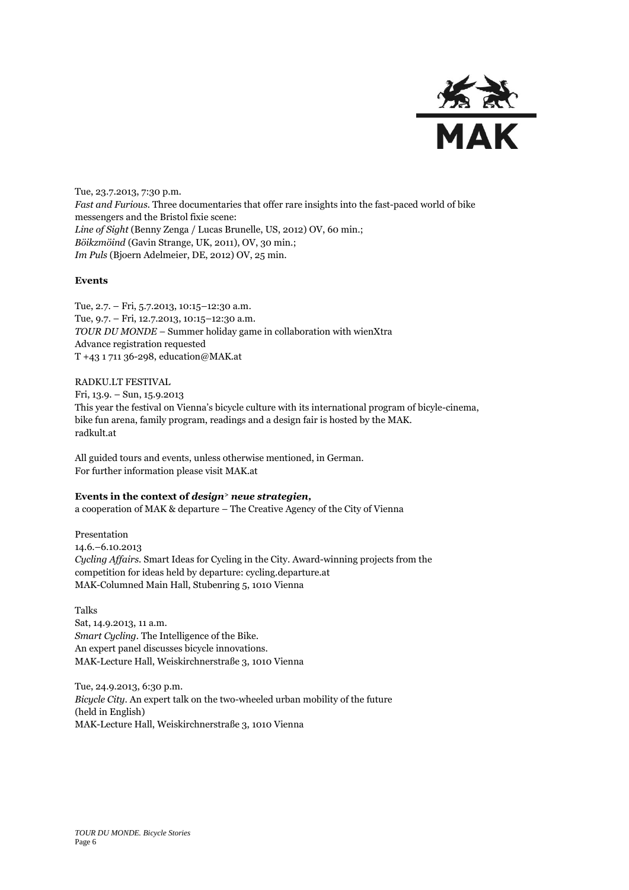Tue, 23.7.2013, 7:30 p.m.
*Fast and Furious.* Three documentaries that offer rare insights into the fast-paced world of bike messengers and the Bristol fixie scene:
*Line of Sight* (Benny Zenga / Lucas Brunelle, US, 2012) OV, 60 min.;
*Böikzmöind* (Gavin Strange, UK, 2011), OV, 30 min.;
*Im Puls* (Bjoern Adelmeier, DE, 2012) OV, 25 min.

**Events**

Tue, 2.7. – Fri, 5.7.2013, 10:15–12:30 a.m.
Tue, 9.7. – Fri, 12.7.2013, 10:15–12:30 a.m.
*TOUR DU MONDE* – Summer holiday game in collaboration with wienXtra
Advance registration requested
T +43 1 711 36-298, education@MAK.at

RADKU.LT FESTIVAL
Fri, 13.9. – Sun, 15.9.2013
This year the festival on Vienna's bicycle culture with its international program of bicyle-cinema, bike fun arena, family program, readings and a design fair is hosted by the MAK.
radkult.at

All guided tours and events, unless otherwise mentioned, in German.
For further information please visit MAK.at

**Events in the context of *design> neue strategien,***
a cooperation of MAK & departure – The Creative Agency of the City of Vienna

Presentation
14.6.–6.10.2013
*Cycling Affairs.* Smart Ideas for Cycling in the City. Award-winning projects from the competition for ideas held by departure: cycling.departure.at
MAK-Columned Main Hall, Stubenring 5, 1010 Vienna

Talks
Sat, 14.9.2013, 11 a.m.
*Smart Cycling*. The Intelligence of the Bike.
An expert panel discusses bicycle innovations.
MAK-Lecture Hall, Weiskirchnerstraße 3, 1010 Vienna

Tue, 24.9.2013, 6:30 p.m.
*Bicycle City*. An expert talk on the two-wheeled urban mobility of the future (held in English)
MAK-Lecture Hall, Weiskirchnerstraße 3, 1010 Vienna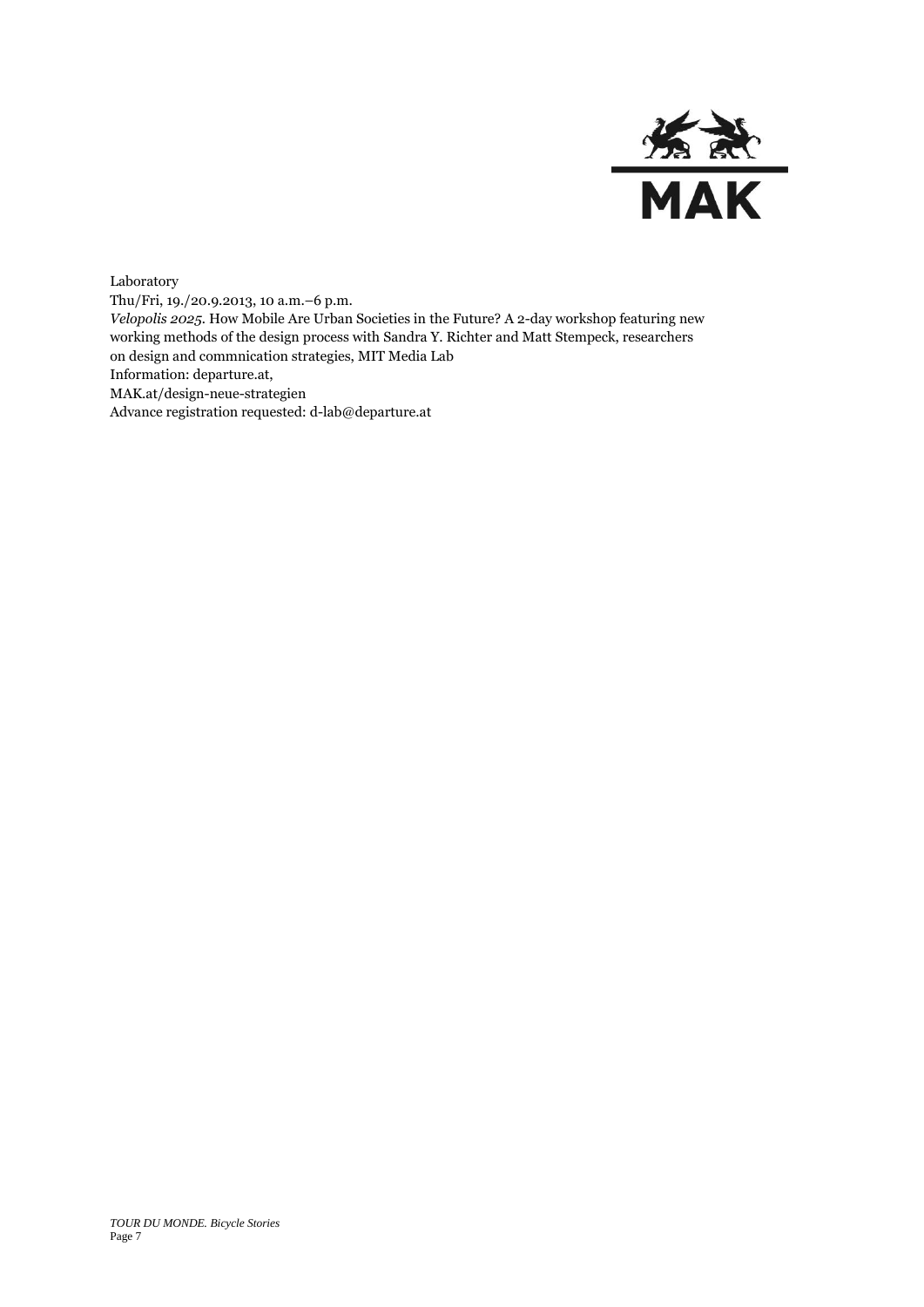Laboratory
Thu/Fri, 19./20.9.2013, 10 a.m.–6 p.m.
*Velopolis 2025*. How Mobile Are Urban Societies in the Future? A 2-day workshop featuring new working methods of the design process with Sandra Y. Richter and Matt Stempeck, researchers on design and commnication strategies, MIT Media Lab
Information: departure.at,
MAK.at/design-neue-strategien
Advance registration requested: d-lab@departure.at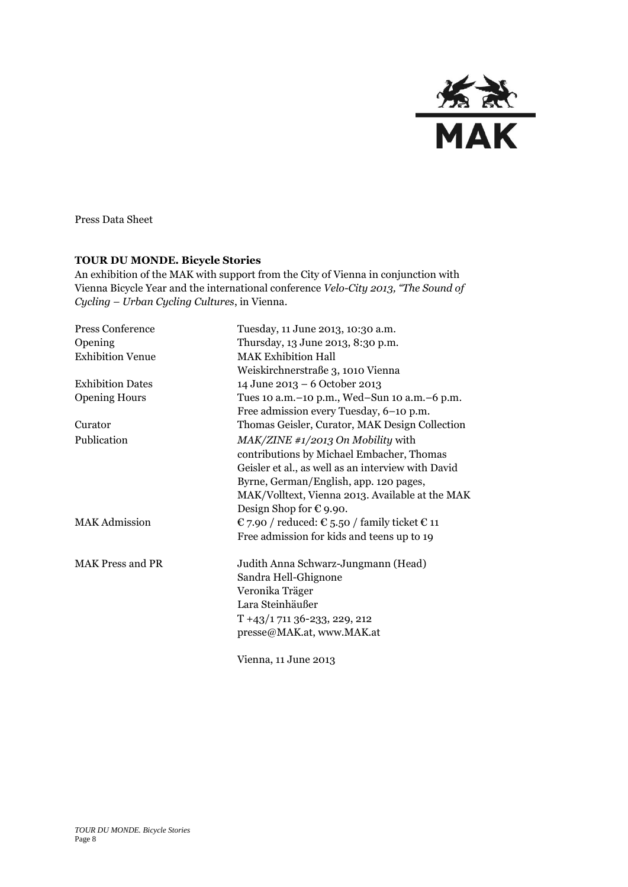Press Data Sheet

**TOUR DU MONDE. Bicycle Stories**

An exhibition of the MAK with support from the City of Vienna in conjunction with Vienna Bicycle Year and the international conference *Velo-City 2013, "The Sound of Cycling – Urban Cycling Cultures*, in Vienna.

| | |
|---|---|
| Press Conference | Tuesday, 11 June 2013, 10:30 a.m. |
| Opening | Thursday, 13 June 2013, 8:30 p.m. |
| Exhibition Venue | MAK Exhibition Hall<br>Weiskirchnerstraße 3, 1010 Vienna |
| Exhibition Dates | 14 June 2013 – 6 October 2013 |
| Opening Hours | Tues 10 a.m.–10 p.m., Wed–Sun 10 a.m.–6 p.m.<br>Free admission every Tuesday, 6–10 p.m. |
| Curator | Thomas Geisler, Curator, MAK Design Collection |
| Publication | *MAK/ZINE #1/2013 On Mobility* with contributions by Michael Embacher, Thomas Geisler et al., as well as an interview with David Byrne, German/English, app. 120 pages, MAK/Volltext, Vienna 2013. Available at the MAK Design Shop for € 9.90. |
| MAK Admission | € 7.90 / reduced: € 5.50 / family ticket € 11<br>Free admission for kids and teens up to 19 |
| MAK Press and PR | Judith Anna Schwarz-Jungmann (Head)<br>Sandra Hell-Ghignone<br>Veronika Träger<br>Lara Steinhäußer<br>T +43/1 711 36-233, 229, 212<br>presse@MAK.at, www.MAK.at |

Vienna, 11 June 2013